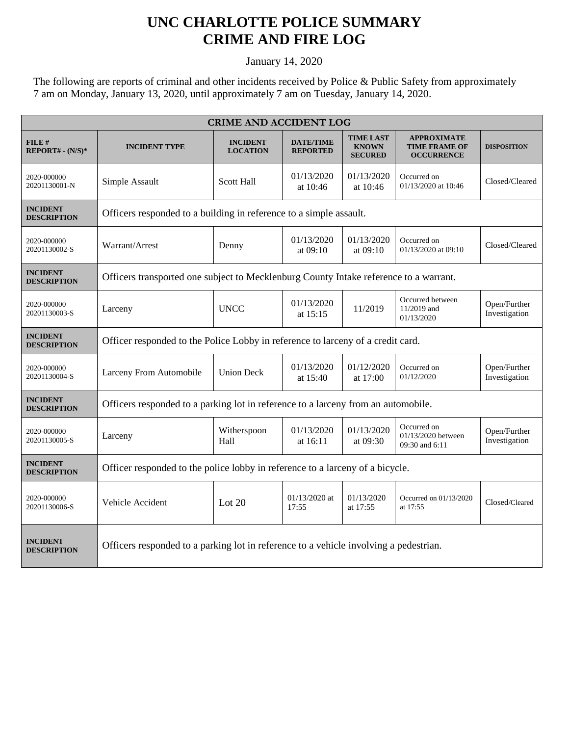# UNC CHARLOTTE POLICE SUMMARY
# CRIME AND FIRE LOG

January 14, 2020

The following are reports of criminal and other incidents received by Police & Public Safety from approximately 7 am on Monday, January 13, 2020, until approximately 7 am on Tuesday, January 14, 2020.

| CRIME AND ACCIDENT LOG | | | | | | |
|---|---|---|---|---|---|---|
| **FILE # REPORT# - (N/S)*** | **INCIDENT TYPE** | **INCIDENT LOCATION** | **DATE/TIME REPORTED** | **TIME LAST KNOWN SECURED** | **APPROXIMATE TIME FRAME OF OCCURRENCE** | **DISPOSITION** |
| 2020-000000 20201130001-N | Simple Assault | Scott Hall | 01/13/2020 at 10:46 | 01/13/2020 at 10:46 | Occurred on 01/13/2020 at 10:46 | Closed/Cleared |
| **INCIDENT DESCRIPTION** | Officers responded to a building in reference to a simple assault. | | | | | |
| 2020-000000 20201130002-S | Warrant/Arrest | Denny | 01/13/2020 at 09:10 | 01/13/2020 at 09:10 | Occurred on 01/13/2020 at 09:10 | Closed/Cleared |
| **INCIDENT DESCRIPTION** | Officers transported one subject to Mecklenburg County Intake reference to a warrant. | | | | | |
| 2020-000000 20201130003-S | Larceny | UNCC | 01/13/2020 at 15:15 | 11/2019 | Occurred between 11/2019 and 01/13/2020 | Open/Further Investigation |
| **INCIDENT DESCRIPTION** | Officer responded to the Police Lobby in reference to larceny of a credit card. | | | | | |
| 2020-000000 20201130004-S | Larceny From Automobile | Union Deck | 01/13/2020 at 15:40 | 01/12/2020 at 17:00 | Occurred on 01/12/2020 | Open/Further Investigation |
| **INCIDENT DESCRIPTION** | Officers responded to a parking lot in reference to a larceny from an automobile. | | | | | |
| 2020-000000 20201130005-S | Larceny | Witherspoon Hall | 01/13/2020 at 16:11 | 01/13/2020 at 09:30 | Occurred on 01/13/2020 between 09:30 and 6:11 | Open/Further Investigation |
| **INCIDENT DESCRIPTION** | Officer responded to the police lobby in reference to a larceny of a bicycle. | | | | | |
| 2020-000000 20201130006-S | Vehicle Accident | Lot 20 | 01/13/2020 at 17:55 | 01/13/2020 at 17:55 | Occurred on 01/13/2020 at 17:55 | Closed/Cleared |
| **INCIDENT DESCRIPTION** | Officers responded to a parking lot in reference to a vehicle involving a pedestrian. | | | | | |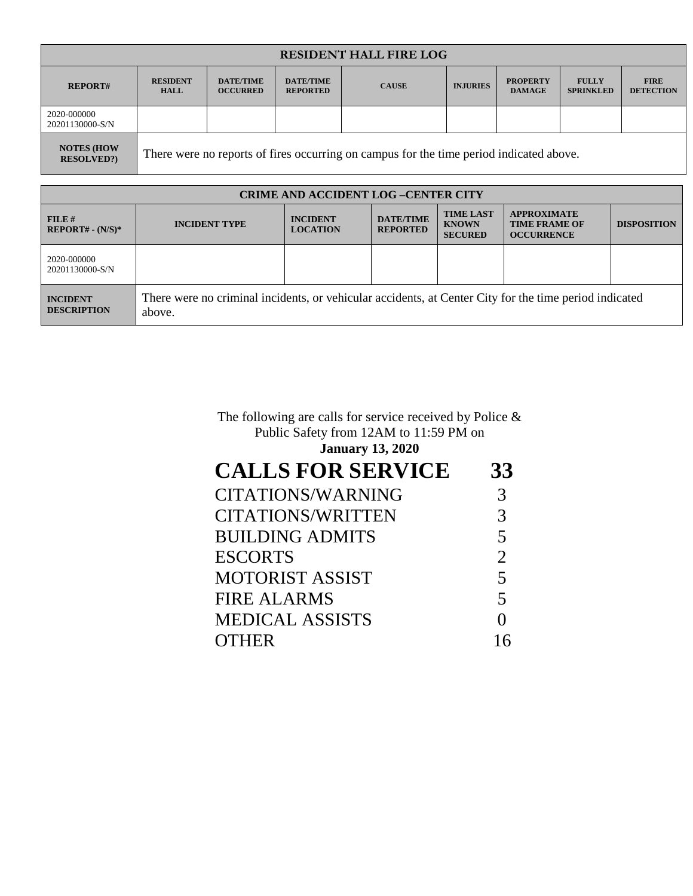| RESIDENT HALL FIRE LOG | | | | | | | | |
|---|---|---|---|---|---|---|---|---|
| **REPORT#** | **RESIDENT HALL** | **DATE/TIME OCCURRED** | **DATE/TIME REPORTED** | **CAUSE** | **INJURIES** | **PROPERTY DAMAGE** | **FULLY SPRINKLED** | **FIRE DETECTION** |
| 2020-000000 20201130000-S/N | | | | | | | | |
| **NOTES (HOW RESOLVED?)** | There were no reports of fires occurring on campus for the time period indicated above. | | | | | | | |

| CRIME AND ACCIDENT LOG –CENTER CITY | | | | | | |
|---|---|---|---|---|---|---|
| **FILE # REPORT# - (N/S)*** | **INCIDENT TYPE** | **INCIDENT LOCATION** | **DATE/TIME REPORTED** | **TIME LAST KNOWN SECURED** | **APPROXIMATE TIME FRAME OF OCCURRENCE** | **DISPOSITION** |
| 2020-000000 20201130000-S/N | | | | | | |
| **INCIDENT DESCRIPTION** | There were no criminal incidents, or vehicular accidents, at Center City for the time period indicated above. | | | | | |

The following are calls for service received by Police & Public Safety from 12AM to 11:59 PM on

**January 13, 2020**

| | |
|---|---|
| **CALLS FOR SERVICE** | **33** |
| CITATIONS/WARNING | 3 |
| CITATIONS/WRITTEN | 3 |
| BUILDING ADMITS | 5 |
| ESCORTS | 2 |
| MOTORIST ASSIST | 5 |
| FIRE ALARMS | 5 |
| MEDICAL ASSISTS | 0 |
| OTHER | 16 |